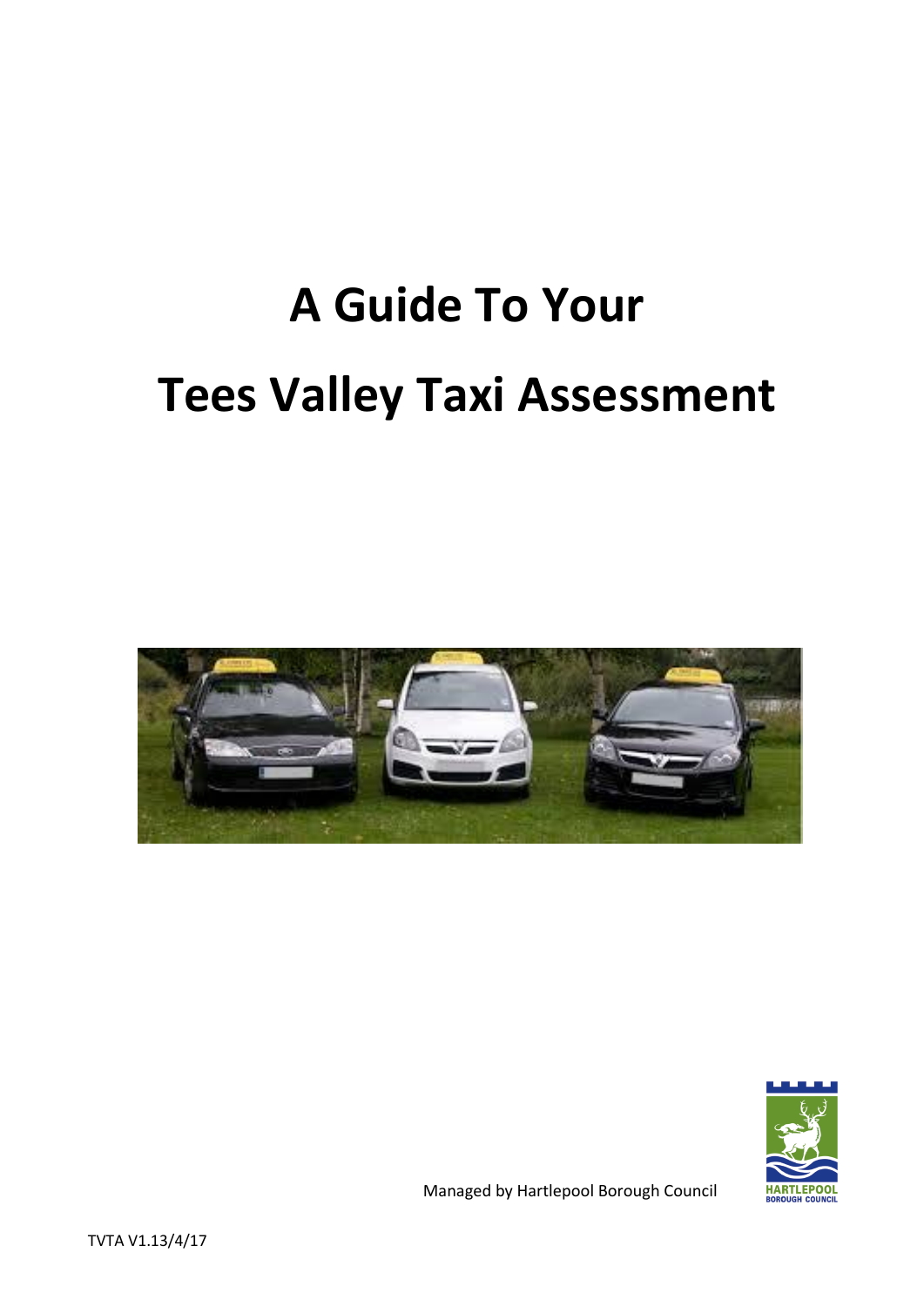# A Guide To Your

# Tees Valley Taxi Assessment

Managed by Hartlepool Borough Council

TVTA V1.13/4/17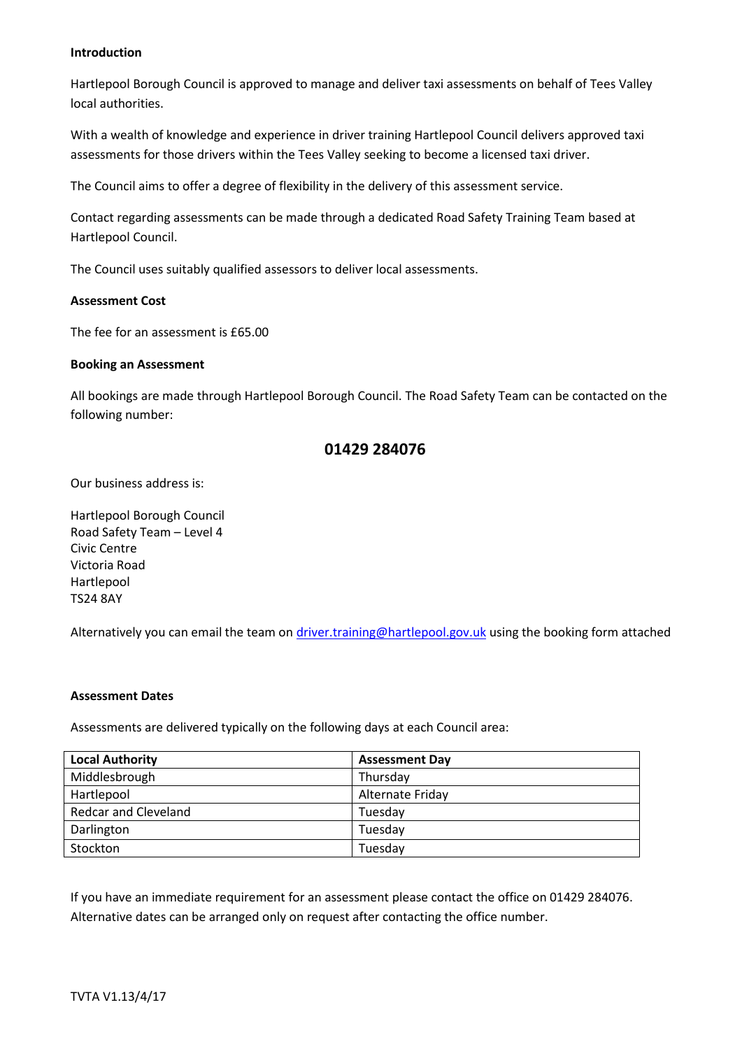**Introduction**

Hartlepool Borough Council is approved to manage and deliver taxi assessments on behalf of Tees Valley local authorities.

With a wealth of knowledge and experience in driver training Hartlepool Council delivers approved taxi assessments for those drivers within the Tees Valley seeking to become a licensed taxi driver.

The Council aims to offer a degree of flexibility in the delivery of this assessment service.

Contact regarding assessments can be made through a dedicated Road Safety Training Team based at Hartlepool Council.

The Council uses suitably qualified assessors to deliver local assessments.

**Assessment Cost**

The fee for an assessment is £65.00

**Booking an Assessment**

All bookings are made through Hartlepool Borough Council. The Road Safety Team can be contacted on the following number:

**01429 284076**

Our business address is:

Hartlepool Borough Council
Road Safety Team – Level 4
Civic Centre
Victoria Road
Hartlepool
TS24 8AY

Alternatively you can email the team on driver.training@hartlepool.gov.uk using the booking form attached

**Assessment Dates**

Assessments are delivered typically on the following days at each Council area:

| Local Authority | Assessment Day |
|---|---|
| Middlesbrough | Thursday |
| Hartlepool | Alternate Friday |
| Redcar and Cleveland | Tuesday |
| Darlington | Tuesday |
| Stockton | Tuesday |

If you have an immediate requirement for an assessment please contact the office on 01429 284076. Alternative dates can be arranged only on request after contacting the office number.

TVTA V1.13/4/17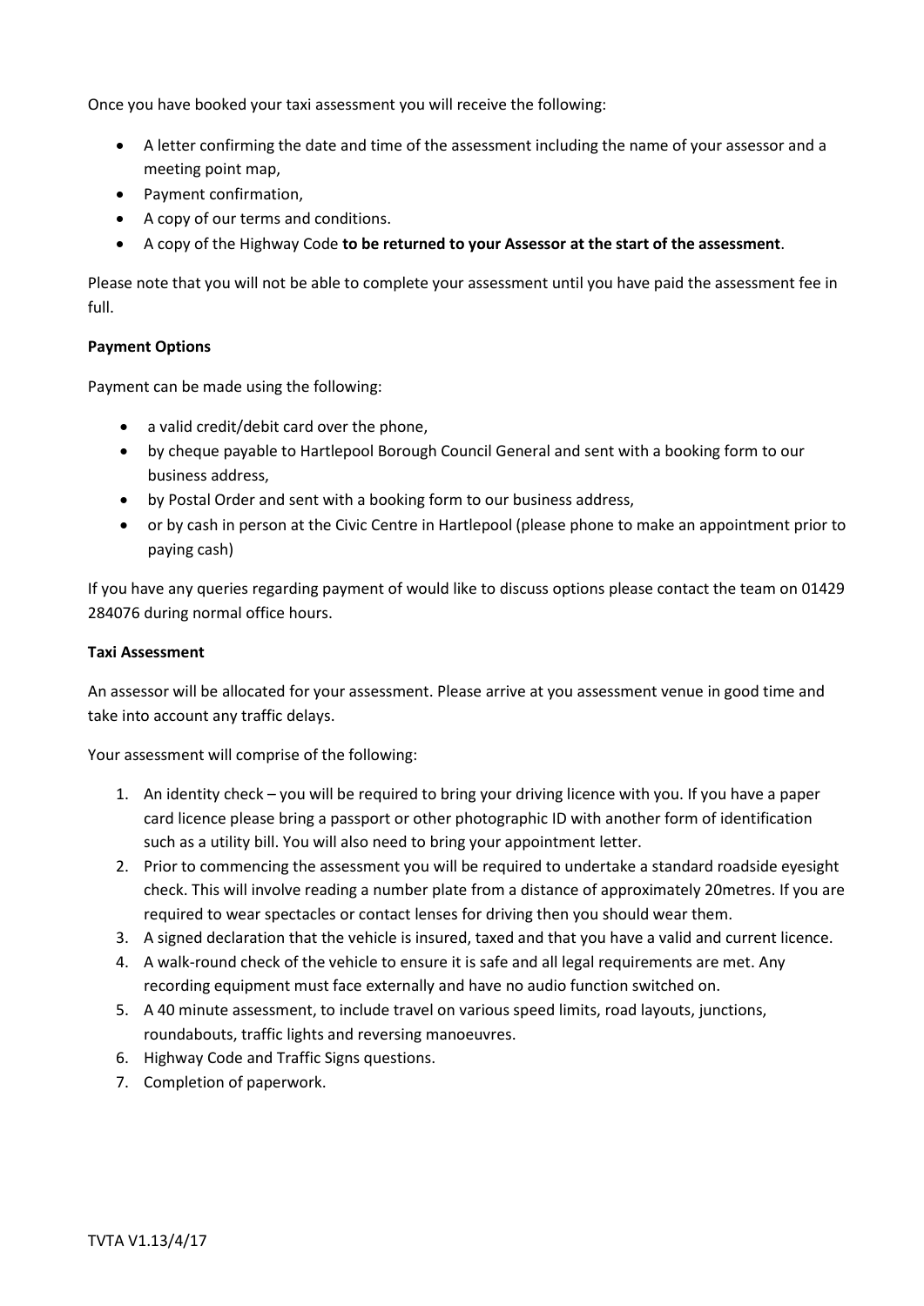Once you have booked your taxi assessment you will receive the following:

- A letter confirming the date and time of the assessment including the name of your assessor and a meeting point map,
- Payment confirmation,
- A copy of our terms and conditions.
- A copy of the Highway Code **to be returned to your Assessor at the start of the assessment**.

Please note that you will not be able to complete your assessment until you have paid the assessment fee in full.

**Payment Options**

Payment can be made using the following:

- a valid credit/debit card over the phone,
- by cheque payable to Hartlepool Borough Council General and sent with a booking form to our business address,
- by Postal Order and sent with a booking form to our business address,
- or by cash in person at the Civic Centre in Hartlepool (please phone to make an appointment prior to paying cash)

If you have any queries regarding payment of would like to discuss options please contact the team on 01429 284076 during normal office hours.

**Taxi Assessment**

An assessor will be allocated for your assessment. Please arrive at you assessment venue in good time and take into account any traffic delays.

Your assessment will comprise of the following:

1. An identity check – you will be required to bring your driving licence with you. If you have a paper card licence please bring a passport or other photographic ID with another form of identification such as a utility bill. You will also need to bring your appointment letter.
2. Prior to commencing the assessment you will be required to undertake a standard roadside eyesight check. This will involve reading a number plate from a distance of approximately 20metres. If you are required to wear spectacles or contact lenses for driving then you should wear them.
3. A signed declaration that the vehicle is insured, taxed and that you have a valid and current licence.
4. A walk-round check of the vehicle to ensure it is safe and all legal requirements are met. Any recording equipment must face externally and have no audio function switched on.
5. A 40 minute assessment, to include travel on various speed limits, road layouts, junctions, roundabouts, traffic lights and reversing manoeuvres.
6. Highway Code and Traffic Signs questions.
7. Completion of paperwork.

TVTA V1.13/4/17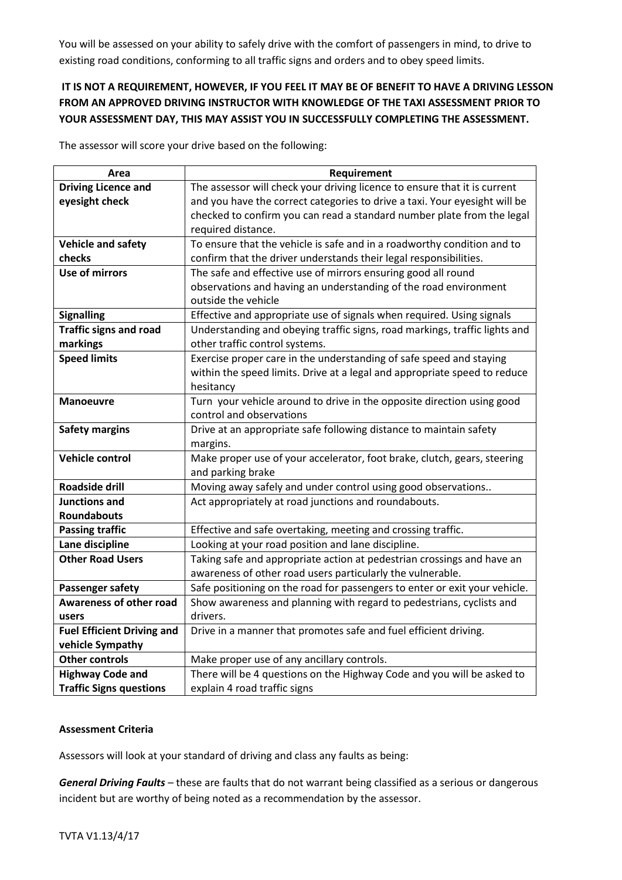You will be assessed on your ability to safely drive with the comfort of passengers in mind, to drive to existing road conditions, conforming to all traffic signs and orders and to obey speed limits.

**IT IS NOT A REQUIREMENT, HOWEVER, IF YOU FEEL IT MAY BE OF BENEFIT TO HAVE A DRIVING LESSON FROM AN APPROVED DRIVING INSTRUCTOR WITH KNOWLEDGE OF THE TAXI ASSESSMENT PRIOR TO YOUR ASSESSMENT DAY, THIS MAY ASSIST YOU IN SUCCESSFULLY COMPLETING THE ASSESSMENT.**

The assessor will score your drive based on the following:

| Area | Requirement |
|---|---|
| **Driving Licence and eyesight check** | The assessor will check your driving licence to ensure that it is current and you have the correct categories to drive a taxi. Your eyesight will be checked to confirm you can read a standard number plate from the legal required distance. |
| **Vehicle and safety checks** | To ensure that the vehicle is safe and in a roadworthy condition and to confirm that the driver understands their legal responsibilities. |
| **Use of mirrors** | The safe and effective use of mirrors ensuring good all round observations and having an understanding of the road environment outside the vehicle |
| **Signalling** | Effective and appropriate use of signals when required. Using signals |
| **Traffic signs and road markings** | Understanding and obeying traffic signs, road markings, traffic lights and other traffic control systems. |
| **Speed limits** | Exercise proper care in the understanding of safe speed and staying within the speed limits. Drive at a legal and appropriate speed to reduce hesitancy |
| **Manoeuvre** | Turn your vehicle around to drive in the opposite direction using good control and observations |
| **Safety margins** | Drive at an appropriate safe following distance to maintain safety margins. |
| **Vehicle control** | Make proper use of your accelerator, foot brake, clutch, gears, steering and parking brake |
| **Roadside drill** | Moving away safely and under control using good observations.. |
| **Junctions and Roundabouts** | Act appropriately at road junctions and roundabouts. |
| **Passing traffic** | Effective and safe overtaking, meeting and crossing traffic. |
| **Lane discipline** | Looking at your road position and lane discipline. |
| **Other Road Users** | Taking safe and appropriate action at pedestrian crossings and have an awareness of other road users particularly the vulnerable. |
| **Passenger safety** | Safe positioning on the road for passengers to enter or exit your vehicle. |
| **Awareness of other road users** | Show awareness and planning with regard to pedestrians, cyclists and drivers. |
| **Fuel Efficient Driving and vehicle Sympathy** | Drive in a manner that promotes safe and fuel efficient driving. |
| **Other controls** | Make proper use of any ancillary controls. |
| **Highway Code and Traffic Signs questions** | There will be 4 questions on the Highway Code and you will be asked to explain 4 road traffic signs |

**Assessment Criteria**

Assessors will look at your standard of driving and class any faults as being:

***General Driving Faults*** – these are faults that do not warrant being classified as a serious or dangerous incident but are worthy of being noted as a recommendation by the assessor.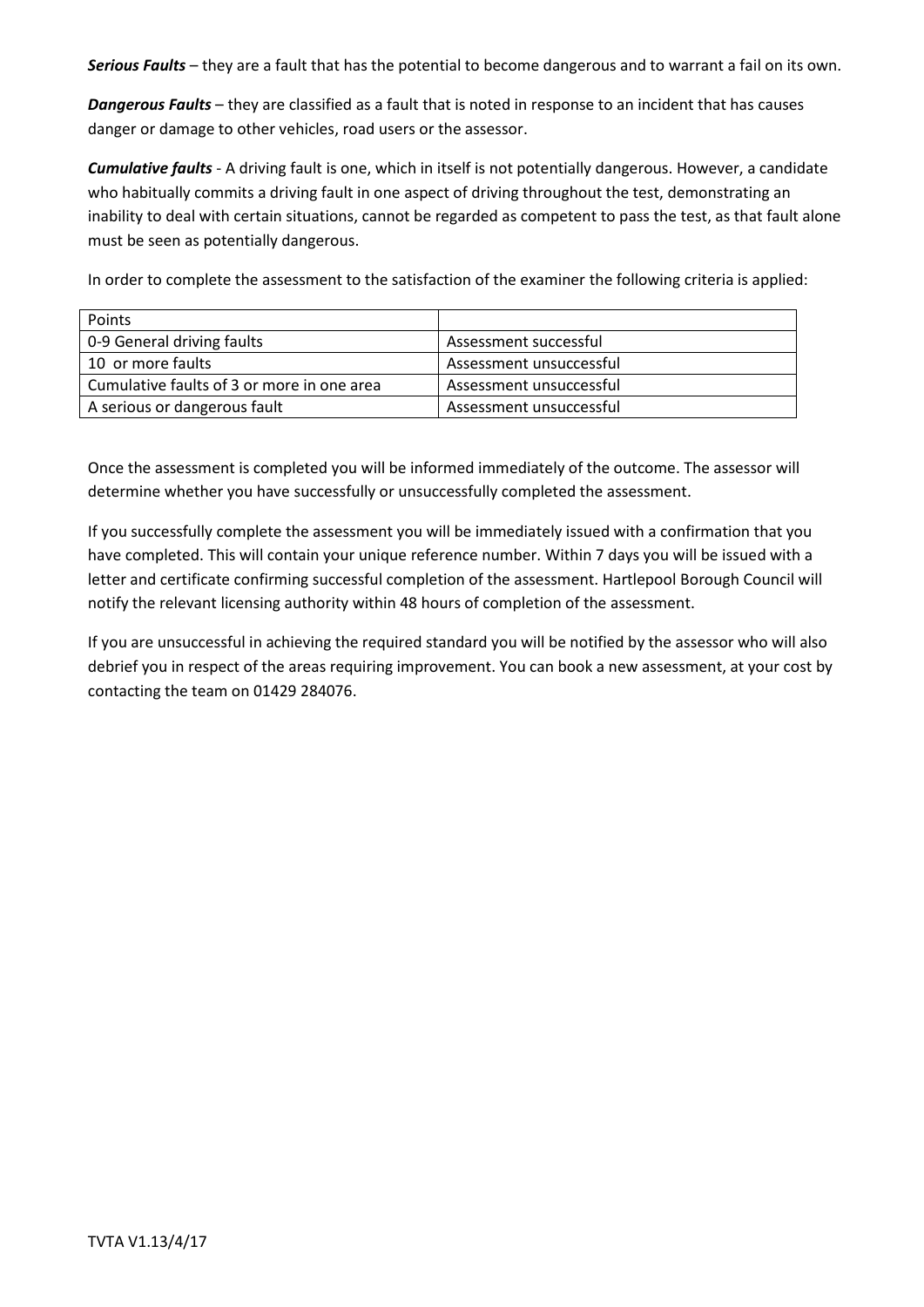***Serious Faults*** – they are a fault that has the potential to become dangerous and to warrant a fail on its own.

***Dangerous Faults*** – they are classified as a fault that is noted in response to an incident that has causes danger or damage to other vehicles, road users or the assessor.

***Cumulative faults*** - A driving fault is one, which in itself is not potentially dangerous. However, a candidate who habitually commits a driving fault in one aspect of driving throughout the test, demonstrating an inability to deal with certain situations, cannot be regarded as competent to pass the test, as that fault alone must be seen as potentially dangerous.

In order to complete the assessment to the satisfaction of the examiner the following criteria is applied:

| Points | |
|---|---|
| 0-9 General driving faults | Assessment successful |
| 10 or more faults | Assessment unsuccessful |
| Cumulative faults of 3 or more in one area | Assessment unsuccessful |
| A serious or dangerous fault | Assessment unsuccessful |

Once the assessment is completed you will be informed immediately of the outcome. The assessor will determine whether you have successfully or unsuccessfully completed the assessment.

If you successfully complete the assessment you will be immediately issued with a confirmation that you have completed. This will contain your unique reference number. Within 7 days you will be issued with a letter and certificate confirming successful completion of the assessment. Hartlepool Borough Council will notify the relevant licensing authority within 48 hours of completion of the assessment.

If you are unsuccessful in achieving the required standard you will be notified by the assessor who will also debrief you in respect of the areas requiring improvement. You can book a new assessment, at your cost by contacting the team on 01429 284076.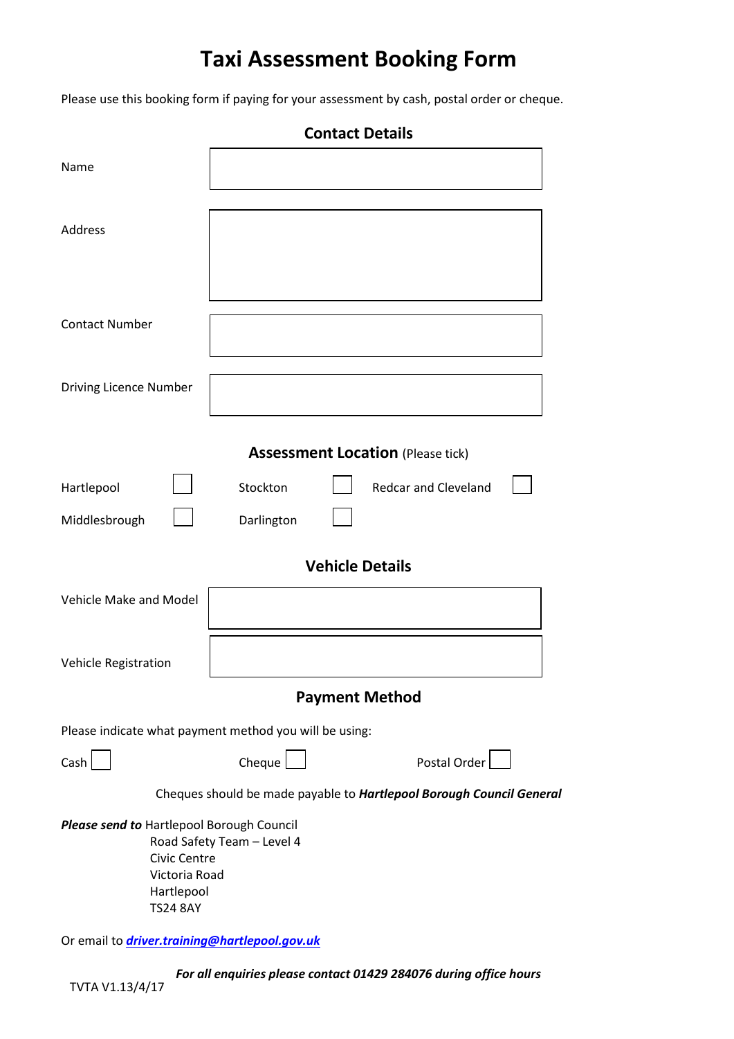# Taxi Assessment Booking Form

Please use this booking form if paying for your assessment by cash, postal order or cheque.

## Contact Details

| | |
|---|---|
| Name | |
| Address | |
| Contact Number | |
| Driving Licence Number | |

## Assessment Location (Please tick)

| | | | | | |
|---|---|---|---|---|---|
| Hartlepool | ☐ | Stockton | ☐ | Redcar and Cleveland | ☐ |
| Middlesbrough | ☐ | Darlington | ☐ | | |

## Vehicle Details

| | |
|---|---|
| Vehicle Make and Model | |
| Vehicle Registration | |

## Payment Method

Please indicate what payment method you will be using:

Cash ☐ Cheque ☐ Postal Order ☐

Cheques should be made payable to ***Hartlepool Borough Council General***

***Please send to*** Hartlepool Borough Council
Road Safety Team – Level 4
Civic Centre
Victoria Road
Hartlepool
TS24 8AY

Or email to ***driver.training@hartlepool.gov.uk***

***For all enquiries please contact 01429 284076 during office hours***

TVTA V1.13/4/17